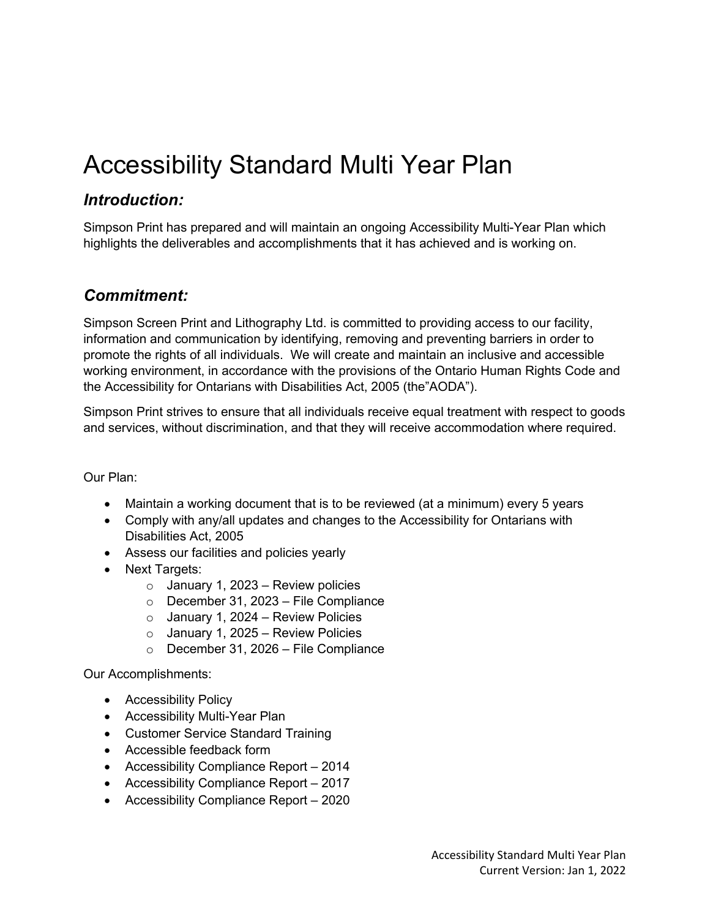# Accessibility Standard Multi Year Plan

## *Introduction:*

Simpson Print has prepared and will maintain an ongoing Accessibility Multi-Year Plan which highlights the deliverables and accomplishments that it has achieved and is working on.

## *Commitment:*

Simpson Screen Print and Lithography Ltd. is committed to providing access to our facility, information and communication by identifying, removing and preventing barriers in order to promote the rights of all individuals. We will create and maintain an inclusive and accessible working environment, in accordance with the provisions of the Ontario Human Rights Code and the Accessibility for Ontarians with Disabilities Act, 2005 (the"AODA").

Simpson Print strives to ensure that all individuals receive equal treatment with respect to goods and services, without discrimination, and that they will receive accommodation where required.

Our Plan:

- Maintain a working document that is to be reviewed (at a minimum) every 5 years
- Comply with any/all updates and changes to the Accessibility for Ontarians with Disabilities Act, 2005
- Assess our facilities and policies yearly
- Next Targets:
  - January 1, 2023 – Review policies
  - December 31, 2023 – File Compliance
  - January 1, 2024 – Review Policies
  - January 1, 2025 – Review Policies
  - December 31, 2026 – File Compliance

Our Accomplishments:

- Accessibility Policy
- Accessibility Multi-Year Plan
- Customer Service Standard Training
- Accessible feedback form
- Accessibility Compliance Report – 2014
- Accessibility Compliance Report – 2017
- Accessibility Compliance Report – 2020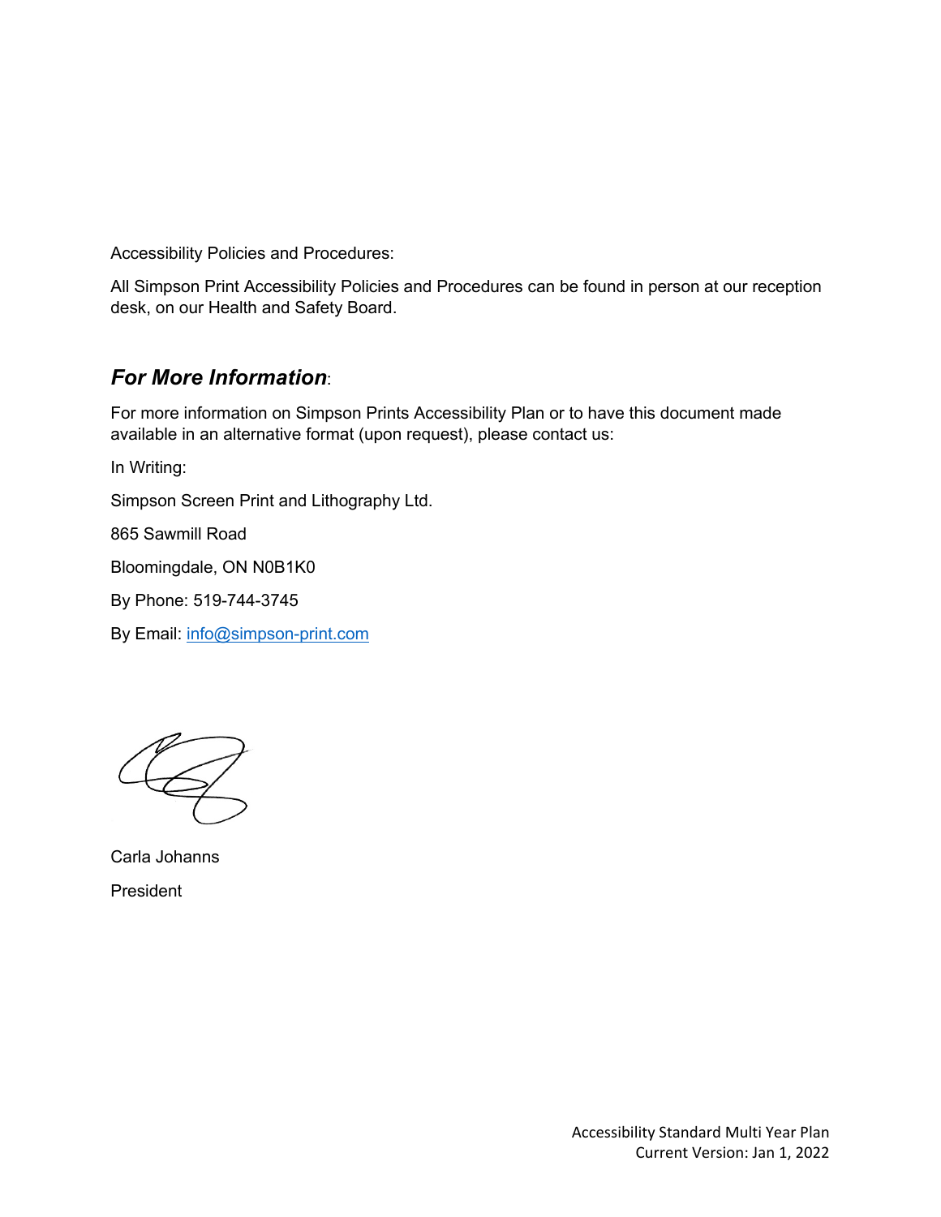Accessibility Policies and Procedures:

All Simpson Print Accessibility Policies and Procedures can be found in person at our reception desk, on our Health and Safety Board.

## ***For More Information***:

For more information on Simpson Prints Accessibility Plan or to have this document made available in an alternative format (upon request), please contact us:

In Writing:

Simpson Screen Print and Lithography Ltd.

865 Sawmill Road

Bloomingdale, ON N0B1K0

By Phone: 519-744-3745

By Email: info@simpson-print.com

Carla Johanns

President